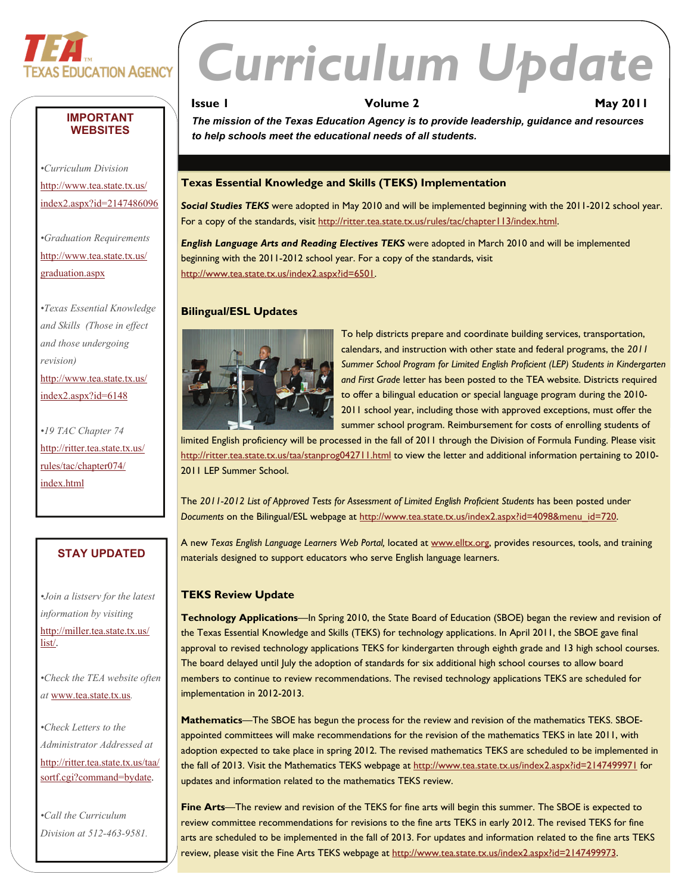TEA TEXAS EDUCATION AGENCY

# Curriculum Update

**Issue 1** **Volume 2** **May 2011**

***The mission of the Texas Education Agency is to provide leadership, guidance and resources to help schools meet the educational needs of all students.***

## Texas Essential Knowledge and Skills (TEKS) Implementation

***Social Studies TEKS*** were adopted in May 2010 and will be implemented beginning with the 2011-2012 school year. For a copy of the standards, visit http://ritter.tea.state.tx.us/rules/tac/chapter113/index.html.

***English Language Arts and Reading Electives TEKS*** were adopted in March 2010 and will be implemented beginning with the 2011-2012 school year. For a copy of the standards, visit http://www.tea.state.tx.us/index2.aspx?id=6501.

## Bilingual/ESL Updates

To help districts prepare and coordinate building services, transportation, calendars, and instruction with other state and federal programs, the *2011 Summer School Program for Limited English Proficient (LEP) Students in Kindergarten and First Grade* letter has been posted to the TEA website. Districts required to offer a bilingual education or special language program during the 2010-2011 school year, including those with approved exceptions, must offer the summer school program. Reimbursement for costs of enrolling students of limited English proficiency will be processed in the fall of 2011 through the Division of Formula Funding. Please visit http://ritter.tea.state.tx.us/taa/stanprog042711.html to view the letter and additional information pertaining to 2010-2011 LEP Summer School.

The *2011-2012 List of Approved Tests for Assessment of Limited English Proficient Students* has been posted under *Documents* on the Bilingual/ESL webpage at http://www.tea.state.tx.us/index2.aspx?id=4098&menu_id=720.

A new *Texas English Language Learners Web Portal,* located at www.elltx.org, provides resources, tools, and training materials designed to support educators who serve English language learners.

## TEKS Review Update

**Technology Applications**—In Spring 2010, the State Board of Education (SBOE) began the review and revision of the Texas Essential Knowledge and Skills (TEKS) for technology applications. In April 2011, the SBOE gave final approval to revised technology applications TEKS for kindergarten through eighth grade and 13 high school courses. The board delayed until July the adoption of standards for six additional high school courses to allow board members to continue to review recommendations. The revised technology applications TEKS are scheduled for implementation in 2012-2013.

**Mathematics**—The SBOE has begun the process for the review and revision of the mathematics TEKS. SBOE-appointed committees will make recommendations for the revision of the mathematics TEKS in late 2011, with adoption expected to take place in spring 2012. The revised mathematics TEKS are scheduled to be implemented in the fall of 2013. Visit the Mathematics TEKS webpage at http://www.tea.state.tx.us/index2.aspx?id=2147499971 for updates and information related to the mathematics TEKS review.

**Fine Arts**—The review and revision of the TEKS for fine arts will begin this summer. The SBOE is expected to review committee recommendations for revisions to the fine arts TEKS in early 2012. The revised TEKS for fine arts are scheduled to be implemented in the fall of 2013. For updates and information related to the fine arts TEKS review, please visit the Fine Arts TEKS webpage at http://www.tea.state.tx.us/index2.aspx?id=2147499973.

---

### IMPORTANT WEBSITES

- *Curriculum Division* http://www.tea.state.tx.us/index2.aspx?id=2147486096
- *Graduation Requirements* http://www.tea.state.tx.us/graduation.aspx
- *Texas Essential Knowledge and Skills (Those in effect and those undergoing revision)* http://www.tea.state.tx.us/index2.aspx?id=6148
- *19 TAC Chapter 74* http://ritter.tea.state.tx.us/rules/tac/chapter074/index.html

### STAY UPDATED

- *Join a listserv for the latest information by visiting* http://miller.tea.state.tx.us/list/.
- *Check the TEA website often at* www.tea.state.tx.us.
- *Check Letters to the Administrator Addressed at* http://ritter.tea.state.tx.us/taa/sortf.cgi?command=bydate.
- *Call the Curriculum Division at 512-463-9581.*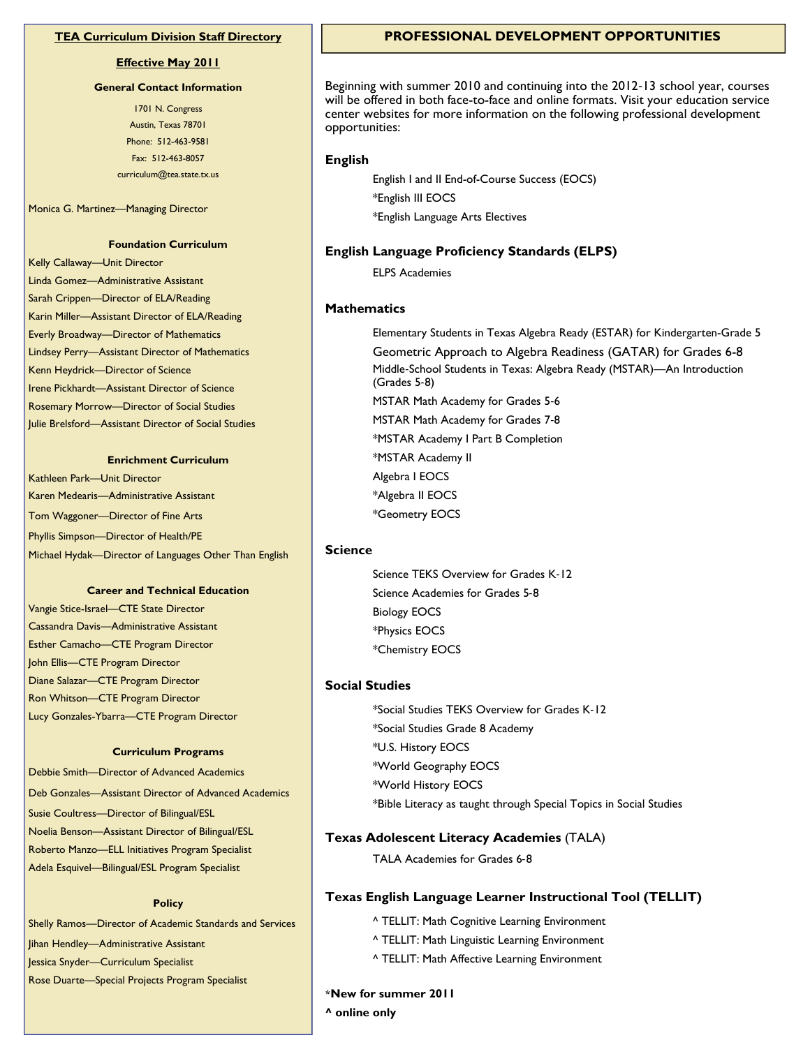## TEA Curriculum Division Staff Directory

**Effective May 2011**

### General Contact Information

1701 N. Congress
Austin, Texas 78701
Phone: 512-463-9581
Fax: 512-463-8057
curriculum@tea.state.tx.us

Monica G. Martinez—Managing Director

### Foundation Curriculum

Kelly Callaway—Unit Director
Linda Gomez—Administrative Assistant
Sarah Crippen—Director of ELA/Reading
Karin Miller—Assistant Director of ELA/Reading
Everly Broadway—Director of Mathematics
Lindsey Perry—Assistant Director of Mathematics
Kenn Heydrick—Director of Science
Irene Pickhardt—Assistant Director of Science
Rosemary Morrow—Director of Social Studies
Julie Brelsford—Assistant Director of Social Studies

### Enrichment Curriculum

Kathleen Park—Unit Director
Karen Medearis—Administrative Assistant
Tom Waggoner—Director of Fine Arts
Phyllis Simpson—Director of Health/PE
Michael Hydak—Director of Languages Other Than English

### Career and Technical Education

Vangie Stice-Israel—CTE State Director
Cassandra Davis—Administrative Assistant
Esther Camacho—CTE Program Director
John Ellis—CTE Program Director
Diane Salazar—CTE Program Director
Ron Whitson—CTE Program Director
Lucy Gonzales-Ybarra—CTE Program Director

### Curriculum Programs

Debbie Smith—Director of Advanced Academics
Deb Gonzales—Assistant Director of Advanced Academics
Susie Coultress—Director of Bilingual/ESL
Noelia Benson—Assistant Director of Bilingual/ESL
Roberto Manzo—ELL Initiatives Program Specialist
Adela Esquivel—Bilingual/ESL Program Specialist

### Policy

Shelly Ramos—Director of Academic Standards and Services
Jihan Hendley—Administrative Assistant
Jessica Snyder—Curriculum Specialist
Rose Duarte—Special Projects Program Specialist

## PROFESSIONAL DEVELOPMENT OPPORTUNITIES

Beginning with summer 2010 and continuing into the 2012-13 school year, courses will be offered in both face-to-face and online formats. Visit your education service center websites for more information on the following professional development opportunities:

### English

- English I and II End-of-Course Success (EOCS)
- *English III EOCS
- *English Language Arts Electives

### English Language Proficiency Standards (ELPS)

- ELPS Academies

### Mathematics

- Elementary Students in Texas Algebra Ready (ESTAR) for Kindergarten-Grade 5
- Geometric Approach to Algebra Readiness (GATAR) for Grades 6-8
- Middle-School Students in Texas: Algebra Ready (MSTAR)—An Introduction (Grades 5-8)
- MSTAR Math Academy for Grades 5-6
- MSTAR Math Academy for Grades 7-8
- *MSTAR Academy I Part B Completion
- *MSTAR Academy II
- Algebra I EOCS
- *Algebra II EOCS
- *Geometry EOCS

### Science

- Science TEKS Overview for Grades K-12
- Science Academies for Grades 5-8
- Biology EOCS
- *Physics EOCS
- *Chemistry EOCS

### Social Studies

- *Social Studies TEKS Overview for Grades K-12
- *Social Studies Grade 8 Academy
- *U.S. History EOCS
- *World Geography EOCS
- *World History EOCS
- *Bible Literacy as taught through Special Topics in Social Studies

### Texas Adolescent Literacy Academies (TALA)

- TALA Academies for Grades 6-8

### Texas English Language Learner Instructional Tool (TELLIT)

- ^ TELLIT: Math Cognitive Learning Environment
- ^ TELLIT: Math Linguistic Learning Environment
- ^ TELLIT: Math Affective Learning Environment

***New for summer 2011**
**^ online only**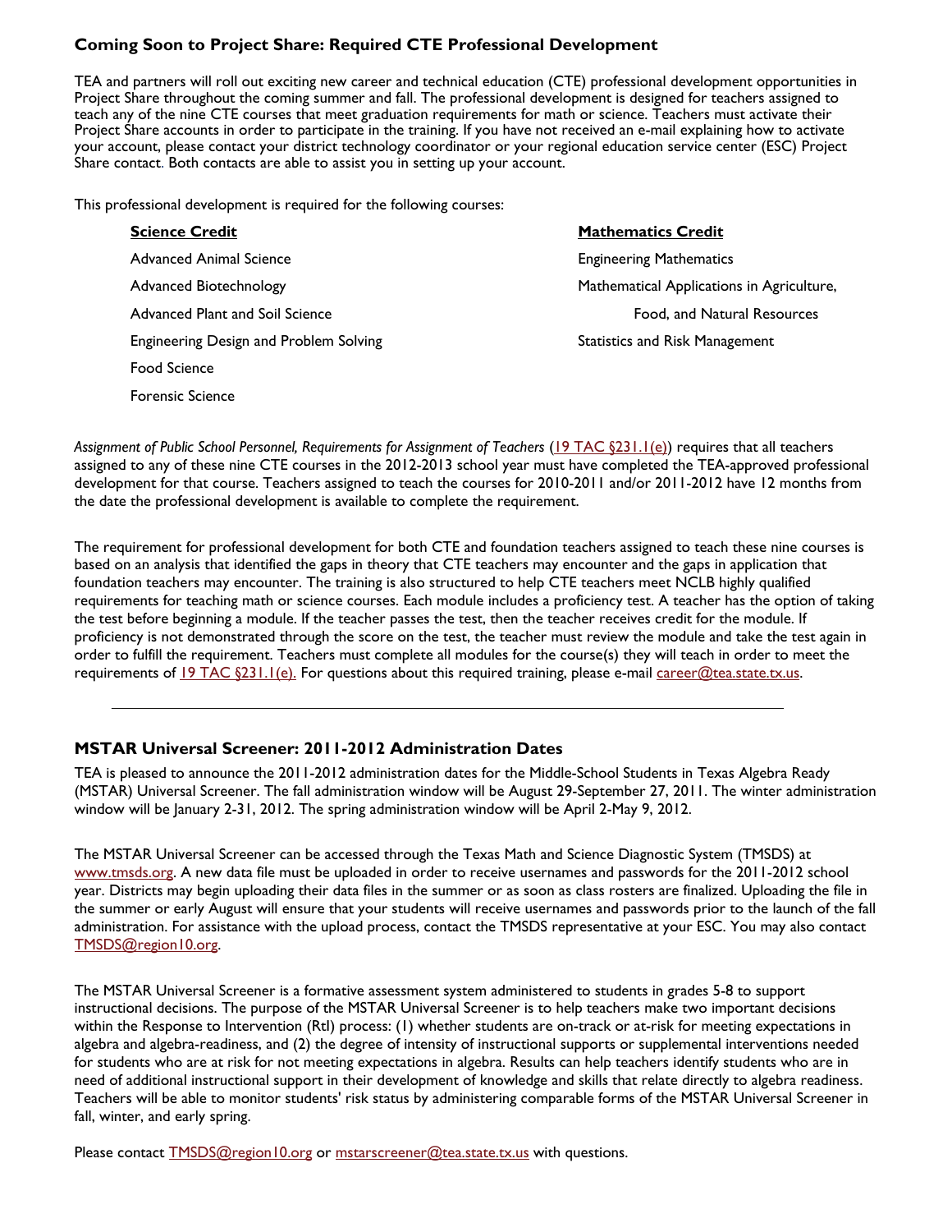## Coming Soon to Project Share: Required CTE Professional Development

TEA and partners will roll out exciting new career and technical education (CTE) professional development opportunities in Project Share throughout the coming summer and fall. The professional development is designed for teachers assigned to teach any of the nine CTE courses that meet graduation requirements for math or science. Teachers must activate their Project Share accounts in order to participate in the training. If you have not received an e-mail explaining how to activate your account, please contact your district technology coordinator or your regional education service center (ESC) Project Share contact. Both contacts are able to assist you in setting up your account.

This professional development is required for the following courses:

| **Science Credit** | **Mathematics Credit** |
|---|---|
| Advanced Animal Science | Engineering Mathematics |
| Advanced Biotechnology | Mathematical Applications in Agriculture, Food, and Natural Resources |
| Advanced Plant and Soil Science | Statistics and Risk Management |
| Engineering Design and Problem Solving | |
| Food Science | |
| Forensic Science | |

*Assignment of Public School Personnel, Requirements for Assignment of Teachers* (19 TAC §231.1(e)) requires that all teachers assigned to any of these nine CTE courses in the 2012-2013 school year must have completed the TEA-approved professional development for that course. Teachers assigned to teach the courses for 2010-2011 and/or 2011-2012 have 12 months from the date the professional development is available to complete the requirement.

The requirement for professional development for both CTE and foundation teachers assigned to teach these nine courses is based on an analysis that identified the gaps in theory that CTE teachers may encounter and the gaps in application that foundation teachers may encounter. The training is also structured to help CTE teachers meet NCLB highly qualified requirements for teaching math or science courses. Each module includes a proficiency test. A teacher has the option of taking the test before beginning a module. If the teacher passes the test, then the teacher receives credit for the module. If proficiency is not demonstrated through the score on the test, the teacher must review the module and take the test again in order to fulfill the requirement. Teachers must complete all modules for the course(s) they will teach in order to meet the requirements of 19 TAC §231.1(e). For questions about this required training, please e-mail career@tea.state.tx.us.

---

## MSTAR Universal Screener: 2011-2012 Administration Dates

TEA is pleased to announce the 2011-2012 administration dates for the Middle-School Students in Texas Algebra Ready (MSTAR) Universal Screener. The fall administration window will be August 29-September 27, 2011. The winter administration window will be January 2-31, 2012. The spring administration window will be April 2-May 9, 2012.

The MSTAR Universal Screener can be accessed through the Texas Math and Science Diagnostic System (TMSDS) at www.tmsds.org. A new data file must be uploaded in order to receive usernames and passwords for the 2011-2012 school year. Districts may begin uploading their data files in the summer or as soon as class rosters are finalized. Uploading the file in the summer or early August will ensure that your students will receive usernames and passwords prior to the launch of the fall administration. For assistance with the upload process, contact the TMSDS representative at your ESC. You may also contact TMSDS@region10.org.

The MSTAR Universal Screener is a formative assessment system administered to students in grades 5-8 to support instructional decisions. The purpose of the MSTAR Universal Screener is to help teachers make two important decisions within the Response to Intervention (RtI) process: (1) whether students are on-track or at-risk for meeting expectations in algebra and algebra-readiness, and (2) the degree of intensity of instructional supports or supplemental interventions needed for students who are at risk for not meeting expectations in algebra. Results can help teachers identify students who are in need of additional instructional support in their development of knowledge and skills that relate directly to algebra readiness. Teachers will be able to monitor students' risk status by administering comparable forms of the MSTAR Universal Screener in fall, winter, and early spring.

Please contact TMSDS@region10.org or mstarscreener@tea.state.tx.us with questions.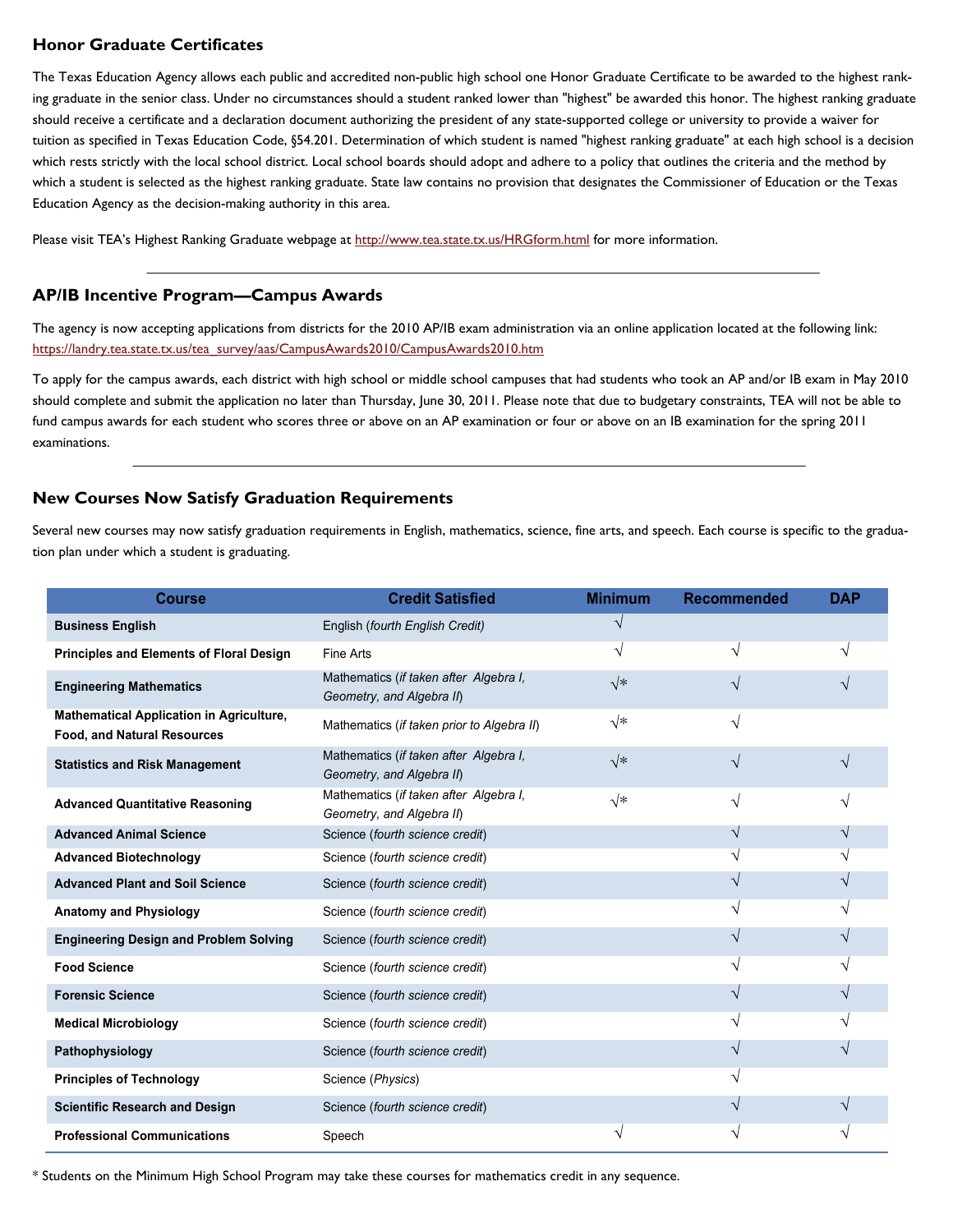## Honor Graduate Certificates

The Texas Education Agency allows each public and accredited non-public high school one Honor Graduate Certificate to be awarded to the highest ranking graduate in the senior class. Under no circumstances should a student ranked lower than "highest" be awarded this honor. The highest ranking graduate should receive a certificate and a declaration document authorizing the president of any state-supported college or university to provide a waiver for tuition as specified in Texas Education Code, §54.201. Determination of which student is named "highest ranking graduate" at each high school is a decision which rests strictly with the local school district. Local school boards should adopt and adhere to a policy that outlines the criteria and the method by which a student is selected as the highest ranking graduate. State law contains no provision that designates the Commissioner of Education or the Texas Education Agency as the decision-making authority in this area.

Please visit TEA's Highest Ranking Graduate webpage at http://www.tea.state.tx.us/HRGform.html for more information.

---

## AP/IB Incentive Program—Campus Awards

The agency is now accepting applications from districts for the 2010 AP/IB exam administration via an online application located at the following link: https://landry.tea.state.tx.us/tea_survey/aas/CampusAwards2010/CampusAwards2010.htm

To apply for the campus awards, each district with high school or middle school campuses that had students who took an AP and/or IB exam in May 2010 should complete and submit the application no later than Thursday, June 30, 2011. Please note that due to budgetary constraints, TEA will not be able to fund campus awards for each student who scores three or above on an AP examination or four or above on an IB examination for the spring 2011 examinations.

---

## New Courses Now Satisfy Graduation Requirements

Several new courses may now satisfy graduation requirements in English, mathematics, science, fine arts, and speech. Each course is specific to the graduation plan under which a student is graduating.

| Course | Credit Satisfied | Minimum | Recommended | DAP |
|---|---|---|---|---|
| **Business English** | English (*fourth English Credit*) | √ | | |
| **Principles and Elements of Floral Design** | Fine Arts | √ | √ | √ |
| **Engineering Mathematics** | Mathematics (*if taken after Algebra I, Geometry, and Algebra II*) | √* | √ | √ |
| **Mathematical Application in Agriculture, Food, and Natural Resources** | Mathematics (*if taken prior to Algebra II*) | √* | √ | |
| **Statistics and Risk Management** | Mathematics (*if taken after Algebra I, Geometry, and Algebra II*) | √* | √ | √ |
| **Advanced Quantitative Reasoning** | Mathematics (*if taken after Algebra I, Geometry, and Algebra II*) | √* | √ | √ |
| **Advanced Animal Science** | Science (*fourth science credit*) | | √ | √ |
| **Advanced Biotechnology** | Science (*fourth science credit*) | | √ | √ |
| **Advanced Plant and Soil Science** | Science (*fourth science credit*) | | √ | √ |
| **Anatomy and Physiology** | Science (*fourth science credit*) | | √ | √ |
| **Engineering Design and Problem Solving** | Science (*fourth science credit*) | | √ | √ |
| **Food Science** | Science (*fourth science credit*) | | √ | √ |
| **Forensic Science** | Science (*fourth science credit*) | | √ | √ |
| **Medical Microbiology** | Science (*fourth science credit*) | | √ | √ |
| **Pathophysiology** | Science (*fourth science credit*) | | √ | √ |
| **Principles of Technology** | Science (*Physics*) | | √ | |
| **Scientific Research and Design** | Science (*fourth science credit*) | | √ | √ |
| **Professional Communications** | Speech | √ | √ | √ |

* Students on the Minimum High School Program may take these courses for mathematics credit in any sequence.